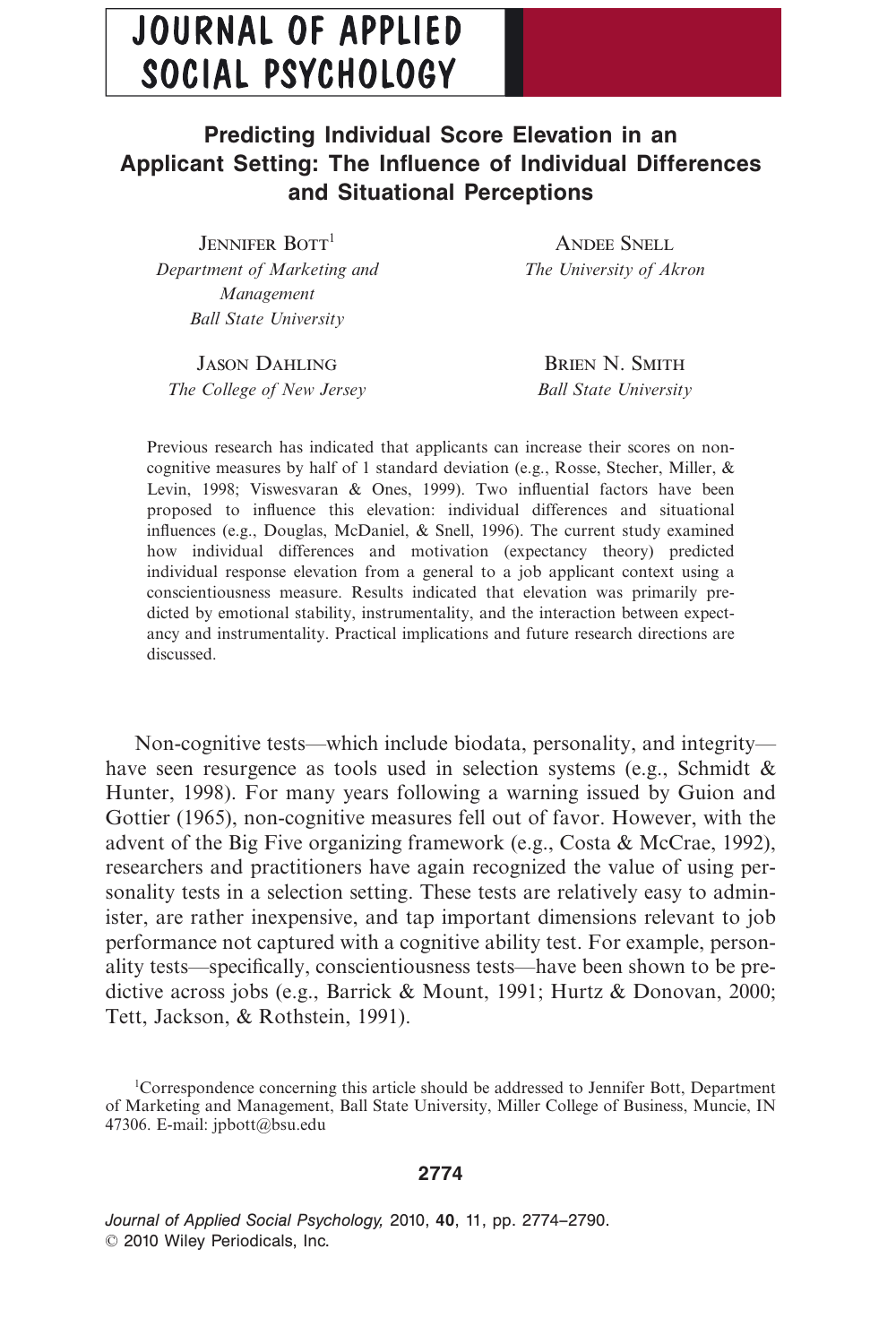# Predicting Individual Score Elevation in an Applicant Setting: The Influence of Individual Differences and Situational Perceptions

Jennifer Bott[1]
*Department of Marketing and Management*
*Ball State University*

Andee Snell
*The University of Akron*

Jason Dahling
*The College of New Jersey*

Brien N. Smith
*Ball State University*

Previous research has indicated that applicants can increase their scores on non-cognitive measures by half of 1 standard deviation (e.g., Rosse, Stecher, Miller, & Levin, 1998; Viswesvaran & Ones, 1999). Two influential factors have been proposed to influence this elevation: individual differences and situational influences (e.g., Douglas, McDaniel, & Snell, 1996). The current study examined how individual differences and motivation (expectancy theory) predicted individual response elevation from a general to a job applicant context using a conscientiousness measure. Results indicated that elevation was primarily predicted by emotional stability, instrumentality, and the interaction between expectancy and instrumentality. Practical implications and future research directions are discussed.

Non-cognitive tests—which include biodata, personality, and integrity—have seen resurgence as tools used in selection systems (e.g., Schmidt & Hunter, 1998). For many years following a warning issued by Guion and Gottier (1965), non-cognitive measures fell out of favor. However, with the advent of the Big Five organizing framework (e.g., Costa & McCrae, 1992), researchers and practitioners have again recognized the value of using personality tests in a selection setting. These tests are relatively easy to administer, are rather inexpensive, and tap important dimensions relevant to job performance not captured with a cognitive ability test. For example, personality tests—specifically, conscientiousness tests—have been shown to be predictive across jobs (e.g., Barrick & Mount, 1991; Hurtz & Donovan, 2000; Tett, Jackson, & Rothstein, 1991).

[1]Correspondence concerning this article should be addressed to Jennifer Bott, Department of Marketing and Management, Ball State University, Miller College of Business, Muncie, IN 47306. E-mail: jpbott@bsu.edu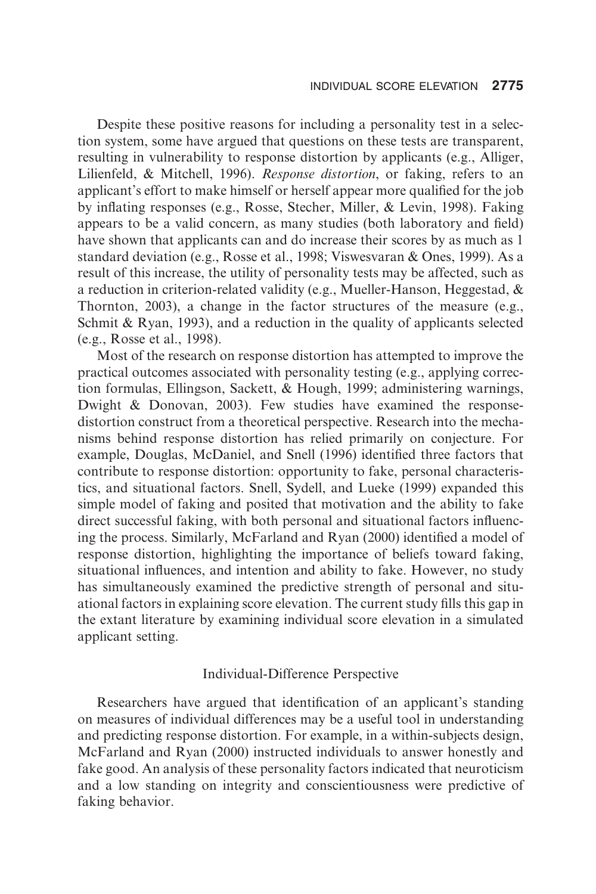Despite these positive reasons for including a personality test in a selection system, some have argued that questions on these tests are transparent, resulting in vulnerability to response distortion by applicants (e.g., Alliger, Lilienfeld, & Mitchell, 1996). *Response distortion*, or faking, refers to an applicant's effort to make himself or herself appear more qualified for the job by inflating responses (e.g., Rosse, Stecher, Miller, & Levin, 1998). Faking appears to be a valid concern, as many studies (both laboratory and field) have shown that applicants can and do increase their scores by as much as 1 standard deviation (e.g., Rosse et al., 1998; Viswesvaran & Ones, 1999). As a result of this increase, the utility of personality tests may be affected, such as a reduction in criterion-related validity (e.g., Mueller-Hanson, Heggestad, & Thornton, 2003), a change in the factor structures of the measure (e.g., Schmit & Ryan, 1993), and a reduction in the quality of applicants selected (e.g., Rosse et al., 1998).

Most of the research on response distortion has attempted to improve the practical outcomes associated with personality testing (e.g., applying correction formulas, Ellingson, Sackett, & Hough, 1999; administering warnings, Dwight & Donovan, 2003). Few studies have examined the response-distortion construct from a theoretical perspective. Research into the mechanisms behind response distortion has relied primarily on conjecture. For example, Douglas, McDaniel, and Snell (1996) identified three factors that contribute to response distortion: opportunity to fake, personal characteristics, and situational factors. Snell, Sydell, and Lueke (1999) expanded this simple model of faking and posited that motivation and the ability to fake direct successful faking, with both personal and situational factors influencing the process. Similarly, McFarland and Ryan (2000) identified a model of response distortion, highlighting the importance of beliefs toward faking, situational influences, and intention and ability to fake. However, no study has simultaneously examined the predictive strength of personal and situational factors in explaining score elevation. The current study fills this gap in the extant literature by examining individual score elevation in a simulated applicant setting.

## Individual-Difference Perspective

Researchers have argued that identification of an applicant's standing on measures of individual differences may be a useful tool in understanding and predicting response distortion. For example, in a within-subjects design, McFarland and Ryan (2000) instructed individuals to answer honestly and fake good. An analysis of these personality factors indicated that neuroticism and a low standing on integrity and conscientiousness were predictive of faking behavior.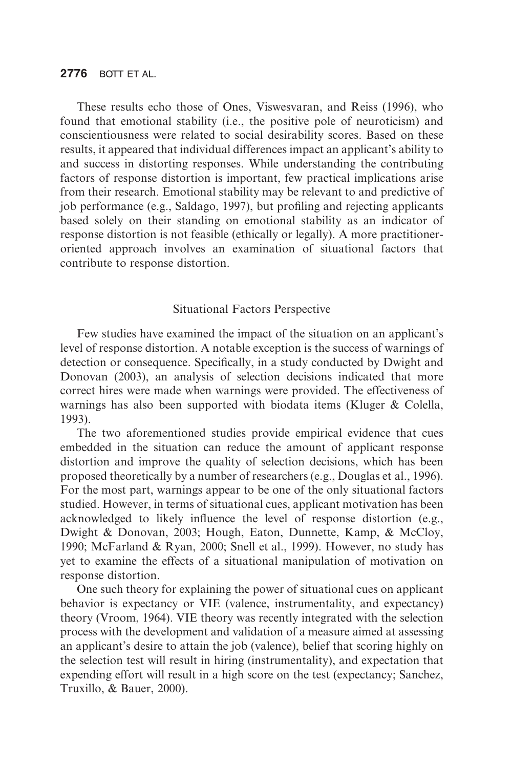These results echo those of Ones, Viswesvaran, and Reiss (1996), who found that emotional stability (i.e., the positive pole of neuroticism) and conscientiousness were related to social desirability scores. Based on these results, it appeared that individual differences impact an applicant's ability to and success in distorting responses. While understanding the contributing factors of response distortion is important, few practical implications arise from their research. Emotional stability may be relevant to and predictive of job performance (e.g., Saldago, 1997), but profiling and rejecting applicants based solely on their standing on emotional stability as an indicator of response distortion is not feasible (ethically or legally). A more practitioner-oriented approach involves an examination of situational factors that contribute to response distortion.

## Situational Factors Perspective

Few studies have examined the impact of the situation on an applicant's level of response distortion. A notable exception is the success of warnings of detection or consequence. Specifically, in a study conducted by Dwight and Donovan (2003), an analysis of selection decisions indicated that more correct hires were made when warnings were provided. The effectiveness of warnings has also been supported with biodata items (Kluger & Colella, 1993).

The two aforementioned studies provide empirical evidence that cues embedded in the situation can reduce the amount of applicant response distortion and improve the quality of selection decisions, which has been proposed theoretically by a number of researchers (e.g., Douglas et al., 1996). For the most part, warnings appear to be one of the only situational factors studied. However, in terms of situational cues, applicant motivation has been acknowledged to likely influence the level of response distortion (e.g., Dwight & Donovan, 2003; Hough, Eaton, Dunnette, Kamp, & McCloy, 1990; McFarland & Ryan, 2000; Snell et al., 1999). However, no study has yet to examine the effects of a situational manipulation of motivation on response distortion.

One such theory for explaining the power of situational cues on applicant behavior is expectancy or VIE (valence, instrumentality, and expectancy) theory (Vroom, 1964). VIE theory was recently integrated with the selection process with the development and validation of a measure aimed at assessing an applicant's desire to attain the job (valence), belief that scoring highly on the selection test will result in hiring (instrumentality), and expectation that expending effort will result in a high score on the test (expectancy; Sanchez, Truxillo, & Bauer, 2000).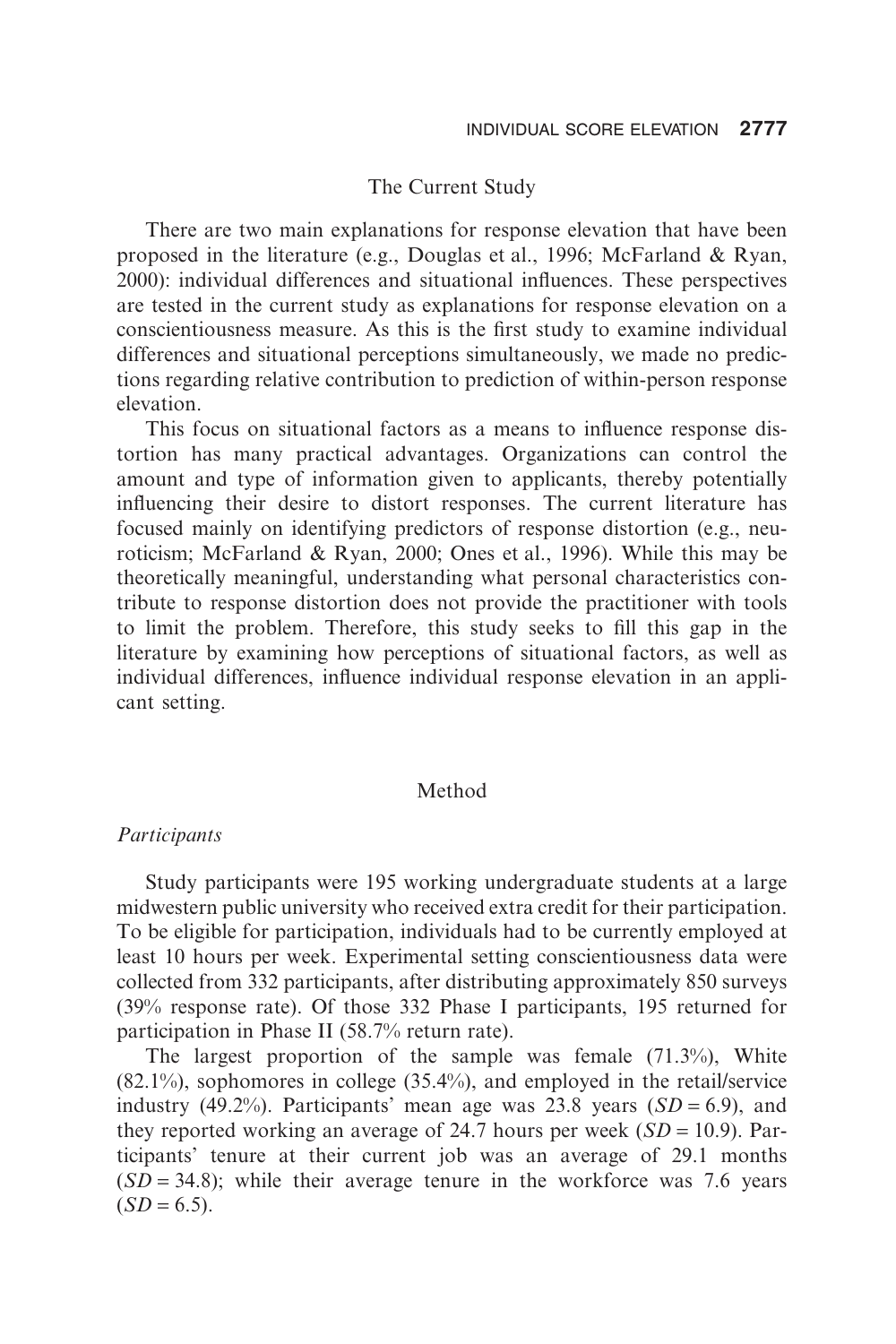## The Current Study

There are two main explanations for response elevation that have been proposed in the literature (e.g., Douglas et al., 1996; McFarland & Ryan, 2000): individual differences and situational influences. These perspectives are tested in the current study as explanations for response elevation on a conscientiousness measure. As this is the first study to examine individual differences and situational perceptions simultaneously, we made no predictions regarding relative contribution to prediction of within-person response elevation.

This focus on situational factors as a means to influence response distortion has many practical advantages. Organizations can control the amount and type of information given to applicants, thereby potentially influencing their desire to distort responses. The current literature has focused mainly on identifying predictors of response distortion (e.g., neuroticism; McFarland & Ryan, 2000; Ones et al., 1996). While this may be theoretically meaningful, understanding what personal characteristics contribute to response distortion does not provide the practitioner with tools to limit the problem. Therefore, this study seeks to fill this gap in the literature by examining how perceptions of situational factors, as well as individual differences, influence individual response elevation in an applicant setting.

## Method

### *Participants*

Study participants were 195 working undergraduate students at a large midwestern public university who received extra credit for their participation. To be eligible for participation, individuals had to be currently employed at least 10 hours per week. Experimental setting conscientiousness data were collected from 332 participants, after distributing approximately 850 surveys (39% response rate). Of those 332 Phase I participants, 195 returned for participation in Phase II (58.7% return rate).

The largest proportion of the sample was female (71.3%), White (82.1%), sophomores in college (35.4%), and employed in the retail/service industry (49.2%). Participants' mean age was 23.8 years ($SD = 6.9$), and they reported working an average of 24.7 hours per week ($SD = 10.9$). Participants' tenure at their current job was an average of 29.1 months ($SD = 34.8$); while their average tenure in the workforce was 7.6 years ($SD = 6.5$).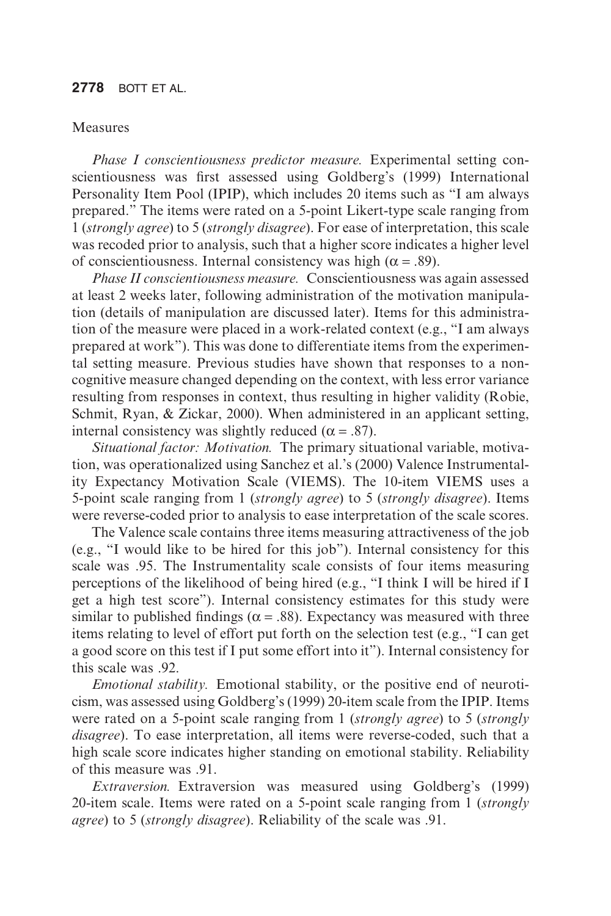Measures

*Phase I conscientiousness predictor measure.* Experimental setting conscientiousness was first assessed using Goldberg's (1999) International Personality Item Pool (IPIP), which includes 20 items such as "I am always prepared." The items were rated on a 5-point Likert-type scale ranging from 1 (*strongly agree*) to 5 (*strongly disagree*). For ease of interpretation, this scale was recoded prior to analysis, such that a higher score indicates a higher level of conscientiousness. Internal consistency was high ($\alpha = .89$).

*Phase II conscientiousness measure.* Conscientiousness was again assessed at least 2 weeks later, following administration of the motivation manipulation (details of manipulation are discussed later). Items for this administration of the measure were placed in a work-related context (e.g., "I am always prepared at work"). This was done to differentiate items from the experimental setting measure. Previous studies have shown that responses to a noncognitive measure changed depending on the context, with less error variance resulting from responses in context, thus resulting in higher validity (Robie, Schmit, Ryan, & Zickar, 2000). When administered in an applicant setting, internal consistency was slightly reduced ($\alpha = .87$).

*Situational factor: Motivation.* The primary situational variable, motivation, was operationalized using Sanchez et al.'s (2000) Valence Instrumentality Expectancy Motivation Scale (VIEMS). The 10-item VIEMS uses a 5-point scale ranging from 1 (*strongly agree*) to 5 (*strongly disagree*). Items were reverse-coded prior to analysis to ease interpretation of the scale scores.

The Valence scale contains three items measuring attractiveness of the job (e.g., "I would like to be hired for this job"). Internal consistency for this scale was .95. The Instrumentality scale consists of four items measuring perceptions of the likelihood of being hired (e.g., "I think I will be hired if I get a high test score"). Internal consistency estimates for this study were similar to published findings ($\alpha = .88$). Expectancy was measured with three items relating to level of effort put forth on the selection test (e.g., "I can get a good score on this test if I put some effort into it"). Internal consistency for this scale was .92.

*Emotional stability.* Emotional stability, or the positive end of neuroticism, was assessed using Goldberg's (1999) 20-item scale from the IPIP. Items were rated on a 5-point scale ranging from 1 (*strongly agree*) to 5 (*strongly disagree*). To ease interpretation, all items were reverse-coded, such that a high scale score indicates higher standing on emotional stability. Reliability of this measure was .91.

*Extraversion.* Extraversion was measured using Goldberg's (1999) 20-item scale. Items were rated on a 5-point scale ranging from 1 (*strongly agree*) to 5 (*strongly disagree*). Reliability of the scale was .91.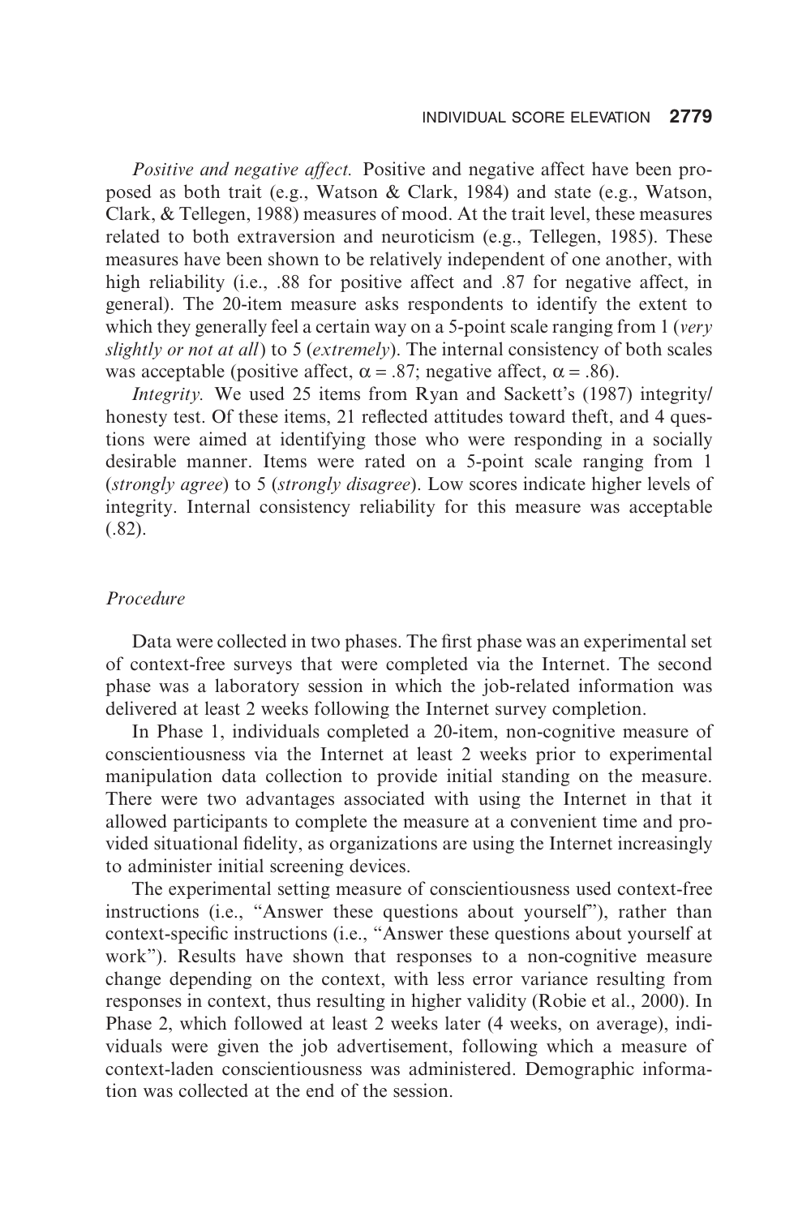*Positive and negative affect.* Positive and negative affect have been proposed as both trait (e.g., Watson & Clark, 1984) and state (e.g., Watson, Clark, & Tellegen, 1988) measures of mood. At the trait level, these measures related to both extraversion and neuroticism (e.g., Tellegen, 1985). These measures have been shown to be relatively independent of one another, with high reliability (i.e., .88 for positive affect and .87 for negative affect, in general). The 20-item measure asks respondents to identify the extent to which they generally feel a certain way on a 5-point scale ranging from 1 (*very slightly or not at all*) to 5 (*extremely*). The internal consistency of both scales was acceptable (positive affect, $\alpha = .87$; negative affect, $\alpha = .86$).

*Integrity.* We used 25 items from Ryan and Sackett's (1987) integrity/honesty test. Of these items, 21 reflected attitudes toward theft, and 4 questions were aimed at identifying those who were responding in a socially desirable manner. Items were rated on a 5-point scale ranging from 1 (*strongly agree*) to 5 (*strongly disagree*). Low scores indicate higher levels of integrity. Internal consistency reliability for this measure was acceptable (.82).

### *Procedure*

Data were collected in two phases. The first phase was an experimental set of context-free surveys that were completed via the Internet. The second phase was a laboratory session in which the job-related information was delivered at least 2 weeks following the Internet survey completion.

In Phase 1, individuals completed a 20-item, non-cognitive measure of conscientiousness via the Internet at least 2 weeks prior to experimental manipulation data collection to provide initial standing on the measure. There were two advantages associated with using the Internet in that it allowed participants to complete the measure at a convenient time and provided situational fidelity, as organizations are using the Internet increasingly to administer initial screening devices.

The experimental setting measure of conscientiousness used context-free instructions (i.e., "Answer these questions about yourself"), rather than context-specific instructions (i.e., "Answer these questions about yourself at work"). Results have shown that responses to a non-cognitive measure change depending on the context, with less error variance resulting from responses in context, thus resulting in higher validity (Robie et al., 2000). In Phase 2, which followed at least 2 weeks later (4 weeks, on average), individuals were given the job advertisement, following which a measure of context-laden conscientiousness was administered. Demographic information was collected at the end of the session.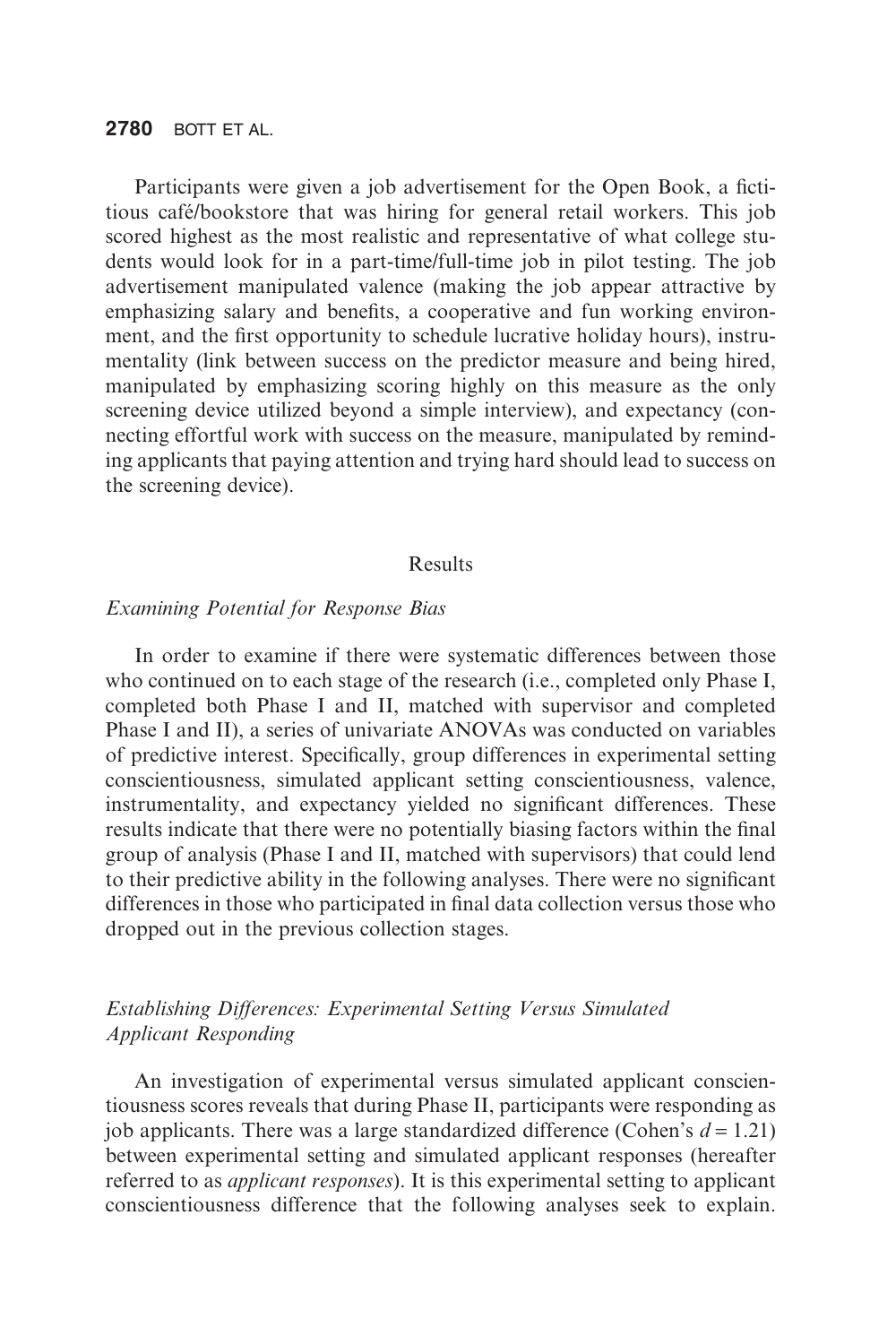Participants were given a job advertisement for the Open Book, a fictitious café/bookstore that was hiring for general retail workers. This job scored highest as the most realistic and representative of what college students would look for in a part-time/full-time job in pilot testing. The job advertisement manipulated valence (making the job appear attractive by emphasizing salary and benefits, a cooperative and fun working environment, and the first opportunity to schedule lucrative holiday hours), instrumentality (link between success on the predictor measure and being hired, manipulated by emphasizing scoring highly on this measure as the only screening device utilized beyond a simple interview), and expectancy (connecting effortful work with success on the measure, manipulated by reminding applicants that paying attention and trying hard should lead to success on the screening device).

## Results

### *Examining Potential for Response Bias*

In order to examine if there were systematic differences between those who continued on to each stage of the research (i.e., completed only Phase I, completed both Phase I and II, matched with supervisor and completed Phase I and II), a series of univariate ANOVAs was conducted on variables of predictive interest. Specifically, group differences in experimental setting conscientiousness, simulated applicant setting conscientiousness, valence, instrumentality, and expectancy yielded no significant differences. These results indicate that there were no potentially biasing factors within the final group of analysis (Phase I and II, matched with supervisors) that could lend to their predictive ability in the following analyses. There were no significant differences in those who participated in final data collection versus those who dropped out in the previous collection stages.

### *Establishing Differences: Experimental Setting Versus Simulated Applicant Responding*

An investigation of experimental versus simulated applicant conscientiousness scores reveals that during Phase II, participants were responding as job applicants. There was a large standardized difference (Cohen's $d = 1.21$) between experimental setting and simulated applicant responses (hereafter referred to as *applicant responses*). It is this experimental setting to applicant conscientiousness difference that the following analyses seek to explain.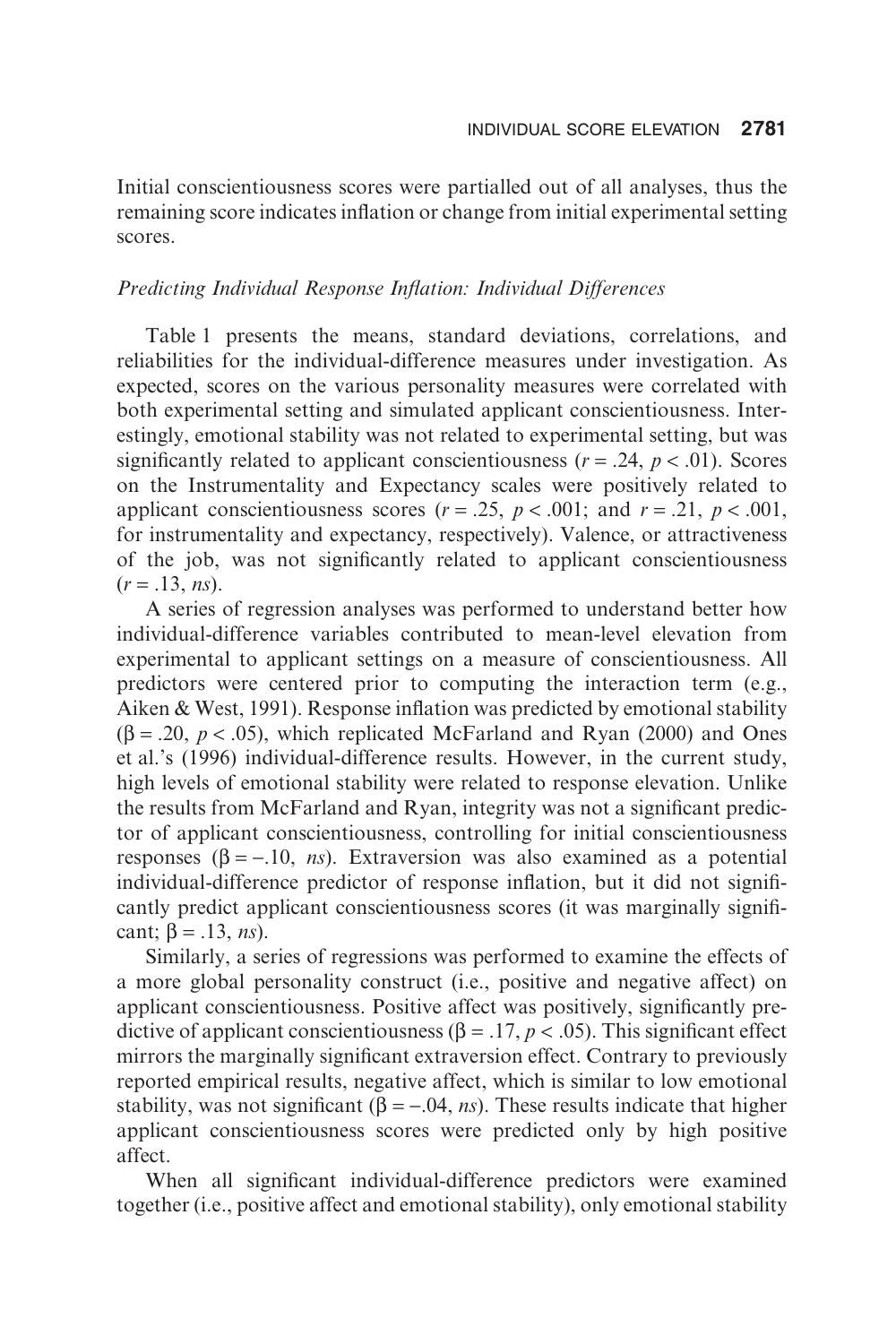Initial conscientiousness scores were partialled out of all analyses, thus the remaining score indicates inflation or change from initial experimental setting scores.

### *Predicting Individual Response Inflation: Individual Differences*

Table 1 presents the means, standard deviations, correlations, and reliabilities for the individual-difference measures under investigation. As expected, scores on the various personality measures were correlated with both experimental setting and simulated applicant conscientiousness. Interestingly, emotional stability was not related to experimental setting, but was significantly related to applicant conscientiousness ($r = .24$, $p < .01$). Scores on the Instrumentality and Expectancy scales were positively related to applicant conscientiousness scores ($r = .25$, $p < .001$; and $r = .21$, $p < .001$, for instrumentality and expectancy, respectively). Valence, or attractiveness of the job, was not significantly related to applicant conscientiousness ($r = .13$, *ns*).

A series of regression analyses was performed to understand better how individual-difference variables contributed to mean-level elevation from experimental to applicant settings on a measure of conscientiousness. All predictors were centered prior to computing the interaction term (e.g., Aiken & West, 1991). Response inflation was predicted by emotional stability ($\beta = .20$, $p < .05$), which replicated McFarland and Ryan (2000) and Ones et al.'s (1996) individual-difference results. However, in the current study, high levels of emotional stability were related to response elevation. Unlike the results from McFarland and Ryan, integrity was not a significant predictor of applicant conscientiousness, controlling for initial conscientiousness responses ($\beta = -.10$, *ns*). Extraversion was also examined as a potential individual-difference predictor of response inflation, but it did not significantly predict applicant conscientiousness scores (it was marginally significant; $\beta = .13$, *ns*).

Similarly, a series of regressions was performed to examine the effects of a more global personality construct (i.e., positive and negative affect) on applicant conscientiousness. Positive affect was positively, significantly predictive of applicant conscientiousness ($\beta = .17$, $p < .05$). This significant effect mirrors the marginally significant extraversion effect. Contrary to previously reported empirical results, negative affect, which is similar to low emotional stability, was not significant ($\beta = -.04$, *ns*). These results indicate that higher applicant conscientiousness scores were predicted only by high positive affect.

When all significant individual-difference predictors were examined together (i.e., positive affect and emotional stability), only emotional stability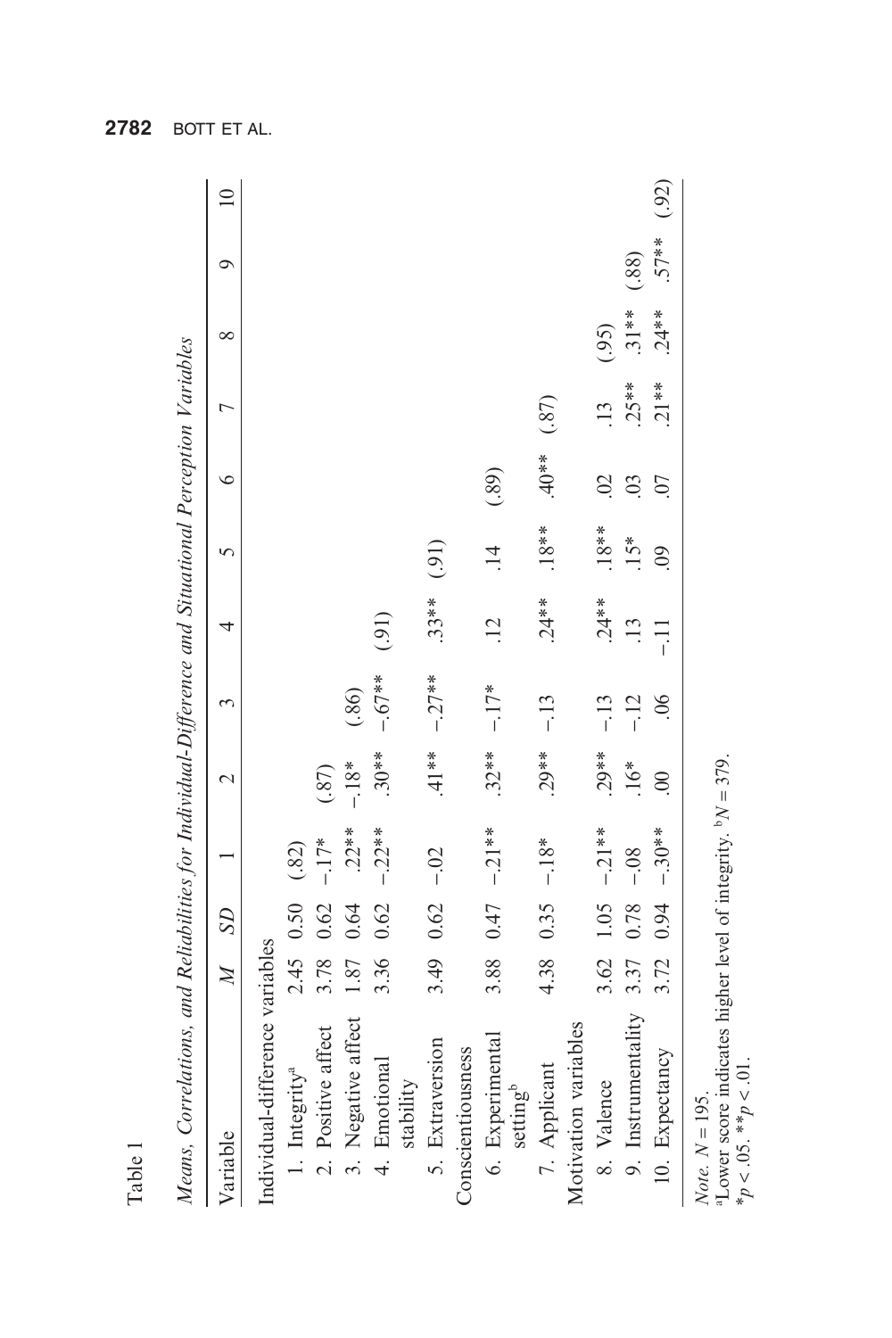Table 1

*Means, Correlations, and Reliabilities for Individual-Difference and Situational Perception Variables*

| Variable | *M* | *SD* | 1 | 2 | 3 | 4 | 5 | 6 | 7 | 8 | 9 | 10 |
|---|---|---|---|---|---|---|---|---|---|---|---|---|
| Individual-difference variables | | | | | | | | | | | | |
| 1. Integrity[a] | 2.45 | 0.50 | (.82) | | | | | | | | | |
| 2. Positive affect | 3.78 | 0.62 | −.17* | (.87) | | | | | | | | |
| 3. Negative affect | 1.87 | 0.64 | .22** | −.18* | (.86) | | | | | | | |
| 4. Emotional stability | 3.36 | 0.62 | −.22** | .30** | −.67** | (.91) | | | | | | |
| 5. Extraversion | 3.49 | 0.62 | −.02 | .41** | −.27** | .33** | (.91) | | | | | |
| Conscientiousness | | | | | | | | | | | | |
| 6. Experimental setting[b] | 3.88 | 0.47 | −.21** | .32** | −.17* | .12 | .14 | (.89) | | | | |
| 7. Applicant | 4.38 | 0.35 | −.18* | .29** | −.13 | .24** | .18** | .40** | (.87) | | | |
| Motivation variables | | | | | | | | | | | | |
| 8. Valence | 3.62 | 1.05 | −.21** | .29** | −.13 | .24** | .18** | .02 | .13 | (.95) | | |
| 9. Instrumentality | 3.37 | 0.78 | −.08 | .16* | −.12 | .13 | .15* | .03 | .25** | .31** | (.88) | |
| 10. Expectancy | 3.72 | 0.94 | −.30** | .00 | .06 | −.11 | .09 | .07 | .21** | .24** | .57** | (.92) |

*Note.* $N = 195$.
[a]Lower score indicates higher level of integrity. [b]$N = 379$.
*$p < .05$. **$p < .01$.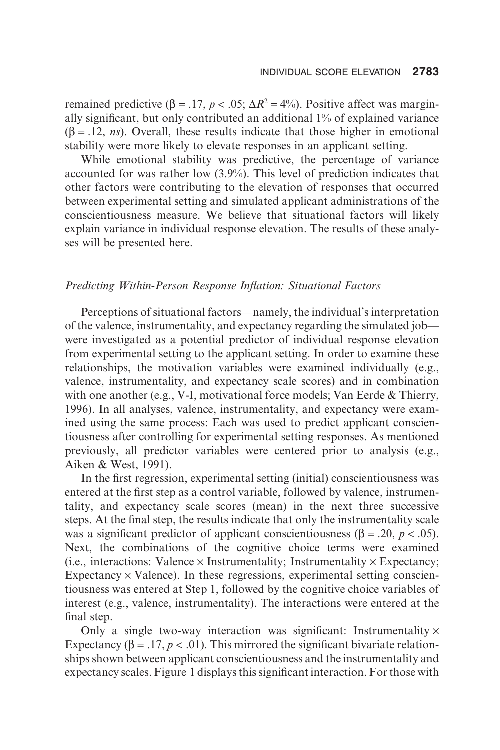remained predictive ($\beta = .17$, $p < .05$; $\Delta R^2 = 4\%$). Positive affect was marginally significant, but only contributed an additional 1% of explained variance ($\beta = .12$, *ns*). Overall, these results indicate that those higher in emotional stability were more likely to elevate responses in an applicant setting.

While emotional stability was predictive, the percentage of variance accounted for was rather low (3.9%). This level of prediction indicates that other factors were contributing to the elevation of responses that occurred between experimental setting and simulated applicant administrations of the conscientiousness measure. We believe that situational factors will likely explain variance in individual response elevation. The results of these analyses will be presented here.

### *Predicting Within-Person Response Inflation: Situational Factors*

Perceptions of situational factors—namely, the individual's interpretation of the valence, instrumentality, and expectancy regarding the simulated job—were investigated as a potential predictor of individual response elevation from experimental setting to the applicant setting. In order to examine these relationships, the motivation variables were examined individually (e.g., valence, instrumentality, and expectancy scale scores) and in combination with one another (e.g., V-I, motivational force models; Van Eerde & Thierry, 1996). In all analyses, valence, instrumentality, and expectancy were examined using the same process: Each was used to predict applicant conscientiousness after controlling for experimental setting responses. As mentioned previously, all predictor variables were centered prior to analysis (e.g., Aiken & West, 1991).

In the first regression, experimental setting (initial) conscientiousness was entered at the first step as a control variable, followed by valence, instrumentality, and expectancy scale scores (mean) in the next three successive steps. At the final step, the results indicate that only the instrumentality scale was a significant predictor of applicant conscientiousness ($\beta = .20$, $p < .05$). Next, the combinations of the cognitive choice terms were examined (i.e., interactions: Valence × Instrumentality; Instrumentality × Expectancy; Expectancy × Valence). In these regressions, experimental setting conscientiousness was entered at Step 1, followed by the cognitive choice variables of interest (e.g., valence, instrumentality). The interactions were entered at the final step.

Only a single two-way interaction was significant: Instrumentality × Expectancy ($\beta = .17$, $p < .01$). This mirrored the significant bivariate relationships shown between applicant conscientiousness and the instrumentality and expectancy scales. Figure 1 displays this significant interaction. For those with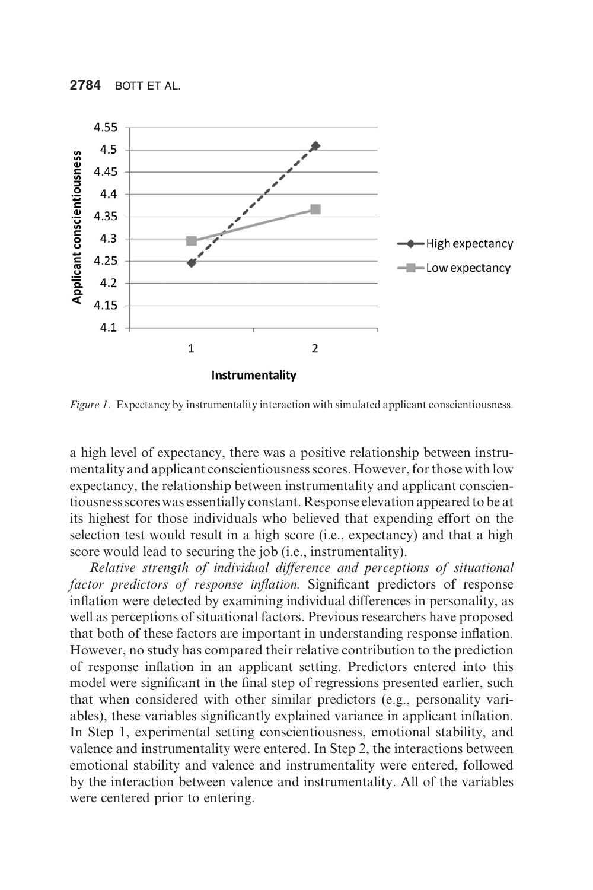*Figure 1*. Expectancy by instrumentality interaction with simulated applicant conscientiousness.

a high level of expectancy, there was a positive relationship between instrumentality and applicant conscientiousness scores. However, for those with low expectancy, the relationship between instrumentality and applicant conscientiousness scores was essentially constant. Response elevation appeared to be at its highest for those individuals who believed that expending effort on the selection test would result in a high score (i.e., expectancy) and that a high score would lead to securing the job (i.e., instrumentality).

*Relative strength of individual difference and perceptions of situational factor predictors of response inflation.* Significant predictors of response inflation were detected by examining individual differences in personality, as well as perceptions of situational factors. Previous researchers have proposed that both of these factors are important in understanding response inflation. However, no study has compared their relative contribution to the prediction of response inflation in an applicant setting. Predictors entered into this model were significant in the final step of regressions presented earlier, such that when considered with other similar predictors (e.g., personality variables), these variables significantly explained variance in applicant inflation. In Step 1, experimental setting conscientiousness, emotional stability, and valence and instrumentality were entered. In Step 2, the interactions between emotional stability and valence and instrumentality were entered, followed by the interaction between valence and instrumentality. All of the variables were centered prior to entering.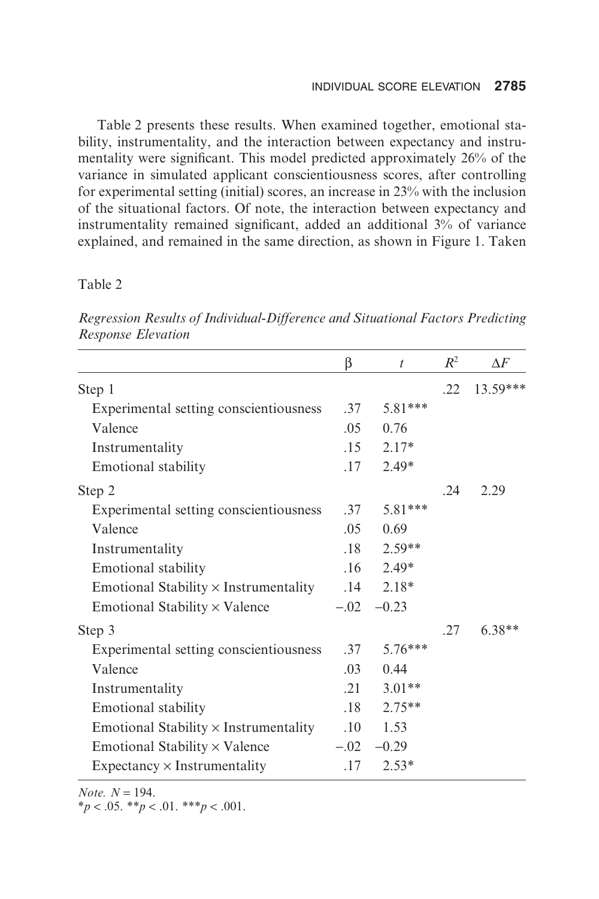Table 2 presents these results. When examined together, emotional stability, instrumentality, and the interaction between expectancy and instrumentality were significant. This model predicted approximately 26% of the variance in simulated applicant conscientiousness scores, after controlling for experimental setting (initial) scores, an increase in 23% with the inclusion of the situational factors. Of note, the interaction between expectancy and instrumentality remained significant, added an additional 3% of variance explained, and remained in the same direction, as shown in Figure 1. Taken

Table 2

*Regression Results of Individual-Difference and Situational Factors Predicting Response Elevation*

| | β | $t$ | $R^2$ | $\Delta F$ |
|---|---|---|---|---|
| Step 1 | | | .22 | 13.59*** |
| Experimental setting conscientiousness | .37 | 5.81*** | | |
| Valence | .05 | 0.76 | | |
| Instrumentality | .15 | 2.17* | | |
| Emotional stability | .17 | 2.49* | | |
| Step 2 | | | .24 | 2.29 |
| Experimental setting conscientiousness | .37 | 5.81*** | | |
| Valence | .05 | 0.69 | | |
| Instrumentality | .18 | 2.59** | | |
| Emotional stability | .16 | 2.49* | | |
| Emotional Stability × Instrumentality | .14 | 2.18* | | |
| Emotional Stability × Valence | −.02 | −0.23 | | |
| Step 3 | | | .27 | 6.38** |
| Experimental setting conscientiousness | .37 | 5.76*** | | |
| Valence | .03 | 0.44 | | |
| Instrumentality | .21 | 3.01** | | |
| Emotional stability | .18 | 2.75** | | |
| Emotional Stability × Instrumentality | .10 | 1.53 | | |
| Emotional Stability × Valence | −.02 | −0.29 | | |
| Expectancy × Instrumentality | .17 | 2.53* | | |

*Note.* $N = 194$.
\* $p < .05$. \*\* $p < .01$. \*\*\* $p < .001$.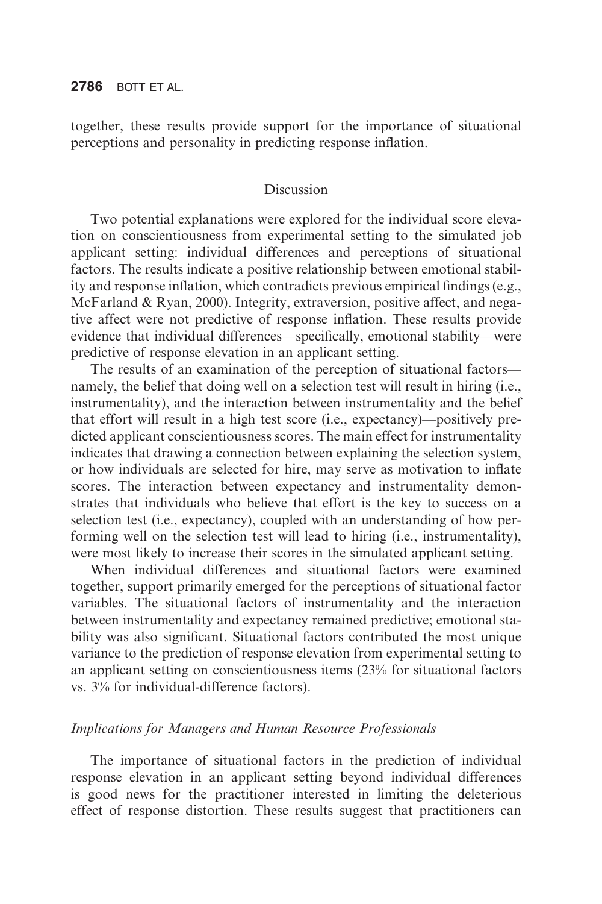together, these results provide support for the importance of situational perceptions and personality in predicting response inflation.

## Discussion

Two potential explanations were explored for the individual score elevation on conscientiousness from experimental setting to the simulated job applicant setting: individual differences and perceptions of situational factors. The results indicate a positive relationship between emotional stability and response inflation, which contradicts previous empirical findings (e.g., McFarland & Ryan, 2000). Integrity, extraversion, positive affect, and negative affect were not predictive of response inflation. These results provide evidence that individual differences—specifically, emotional stability—were predictive of response elevation in an applicant setting.

The results of an examination of the perception of situational factors—namely, the belief that doing well on a selection test will result in hiring (i.e., instrumentality), and the interaction between instrumentality and the belief that effort will result in a high test score (i.e., expectancy)—positively predicted applicant conscientiousness scores. The main effect for instrumentality indicates that drawing a connection between explaining the selection system, or how individuals are selected for hire, may serve as motivation to inflate scores. The interaction between expectancy and instrumentality demonstrates that individuals who believe that effort is the key to success on a selection test (i.e., expectancy), coupled with an understanding of how performing well on the selection test will lead to hiring (i.e., instrumentality), were most likely to increase their scores in the simulated applicant setting.

When individual differences and situational factors were examined together, support primarily emerged for the perceptions of situational factor variables. The situational factors of instrumentality and the interaction between instrumentality and expectancy remained predictive; emotional stability was also significant. Situational factors contributed the most unique variance to the prediction of response elevation from experimental setting to an applicant setting on conscientiousness items (23% for situational factors vs. 3% for individual-difference factors).

### *Implications for Managers and Human Resource Professionals*

The importance of situational factors in the prediction of individual response elevation in an applicant setting beyond individual differences is good news for the practitioner interested in limiting the deleterious effect of response distortion. These results suggest that practitioners can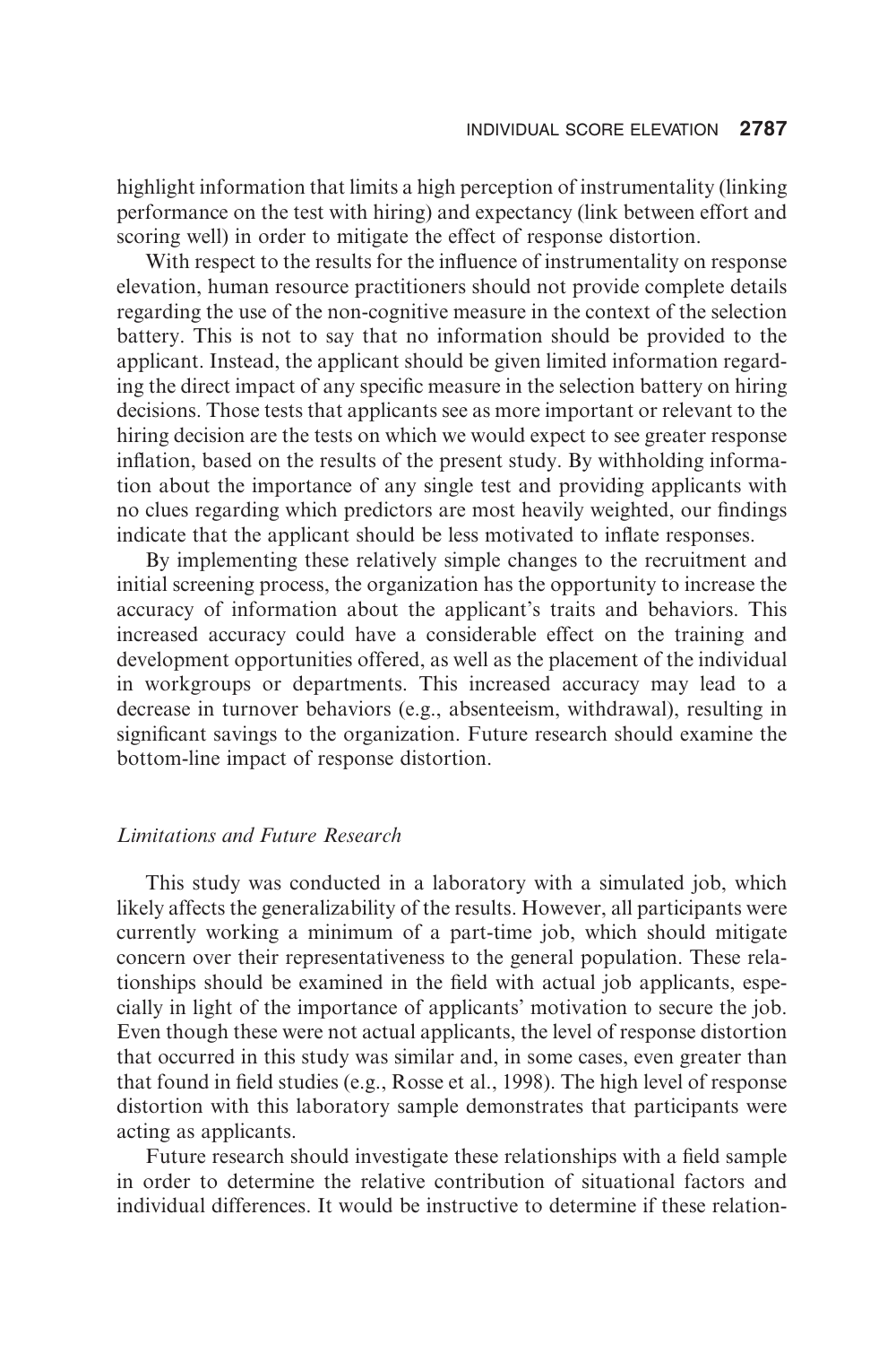highlight information that limits a high perception of instrumentality (linking performance on the test with hiring) and expectancy (link between effort and scoring well) in order to mitigate the effect of response distortion.

With respect to the results for the influence of instrumentality on response elevation, human resource practitioners should not provide complete details regarding the use of the non-cognitive measure in the context of the selection battery. This is not to say that no information should be provided to the applicant. Instead, the applicant should be given limited information regarding the direct impact of any specific measure in the selection battery on hiring decisions. Those tests that applicants see as more important or relevant to the hiring decision are the tests on which we would expect to see greater response inflation, based on the results of the present study. By withholding information about the importance of any single test and providing applicants with no clues regarding which predictors are most heavily weighted, our findings indicate that the applicant should be less motivated to inflate responses.

By implementing these relatively simple changes to the recruitment and initial screening process, the organization has the opportunity to increase the accuracy of information about the applicant's traits and behaviors. This increased accuracy could have a considerable effect on the training and development opportunities offered, as well as the placement of the individual in workgroups or departments. This increased accuracy may lead to a decrease in turnover behaviors (e.g., absenteeism, withdrawal), resulting in significant savings to the organization. Future research should examine the bottom-line impact of response distortion.

### *Limitations and Future Research*

This study was conducted in a laboratory with a simulated job, which likely affects the generalizability of the results. However, all participants were currently working a minimum of a part-time job, which should mitigate concern over their representativeness to the general population. These relationships should be examined in the field with actual job applicants, especially in light of the importance of applicants' motivation to secure the job. Even though these were not actual applicants, the level of response distortion that occurred in this study was similar and, in some cases, even greater than that found in field studies (e.g., Rosse et al., 1998). The high level of response distortion with this laboratory sample demonstrates that participants were acting as applicants.

Future research should investigate these relationships with a field sample in order to determine the relative contribution of situational factors and individual differences. It would be instructive to determine if these relation-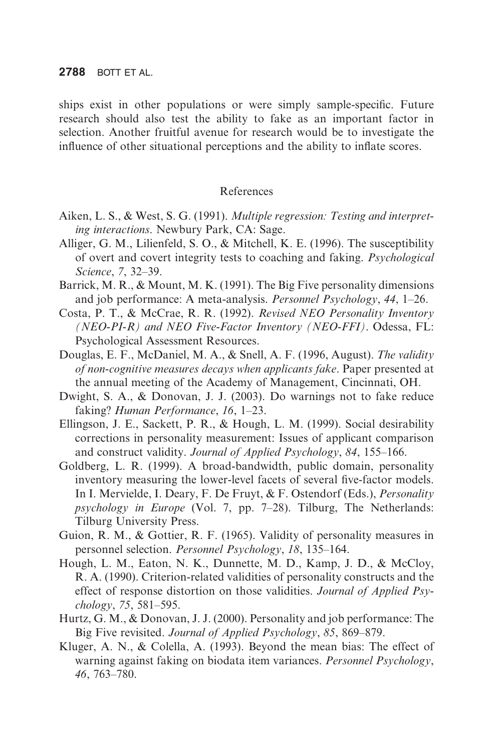ships exist in other populations or were simply sample-specific. Future research should also test the ability to fake as an important factor in selection. Another fruitful avenue for research would be to investigate the influence of other situational perceptions and the ability to inflate scores.

## References

Aiken, L. S., & West, S. G. (1991). *Multiple regression: Testing and interpreting interactions*. Newbury Park, CA: Sage.

Alliger, G. M., Lilienfeld, S. O., & Mitchell, K. E. (1996). The susceptibility of overt and covert integrity tests to coaching and faking. *Psychological Science*, *7*, 32–39.

Barrick, M. R., & Mount, M. K. (1991). The Big Five personality dimensions and job performance: A meta-analysis. *Personnel Psychology*, *44*, 1–26.

Costa, P. T., & McCrae, R. R. (1992). *Revised NEO Personality Inventory (NEO-PI-R) and NEO Five-Factor Inventory (NEO-FFI)*. Odessa, FL: Psychological Assessment Resources.

Douglas, E. F., McDaniel, M. A., & Snell, A. F. (1996, August). *The validity of non-cognitive measures decays when applicants fake*. Paper presented at the annual meeting of the Academy of Management, Cincinnati, OH.

Dwight, S. A., & Donovan, J. J. (2003). Do warnings not to fake reduce faking? *Human Performance*, *16*, 1–23.

Ellingson, J. E., Sackett, P. R., & Hough, L. M. (1999). Social desirability corrections in personality measurement: Issues of applicant comparison and construct validity. *Journal of Applied Psychology*, *84*, 155–166.

Goldberg, L. R. (1999). A broad-bandwidth, public domain, personality inventory measuring the lower-level facets of several five-factor models. In I. Mervielde, I. Deary, F. De Fruyt, & F. Ostendorf (Eds.), *Personality psychology in Europe* (Vol. 7, pp. 7–28). Tilburg, The Netherlands: Tilburg University Press.

Guion, R. M., & Gottier, R. F. (1965). Validity of personality measures in personnel selection. *Personnel Psychology*, *18*, 135–164.

Hough, L. M., Eaton, N. K., Dunnette, M. D., Kamp, J. D., & McCloy, R. A. (1990). Criterion-related validities of personality constructs and the effect of response distortion on those validities. *Journal of Applied Psychology*, *75*, 581–595.

Hurtz, G. M., & Donovan, J. J. (2000). Personality and job performance: The Big Five revisited. *Journal of Applied Psychology*, *85*, 869–879.

Kluger, A. N., & Colella, A. (1993). Beyond the mean bias: The effect of warning against faking on biodata item variances. *Personnel Psychology*, *46*, 763–780.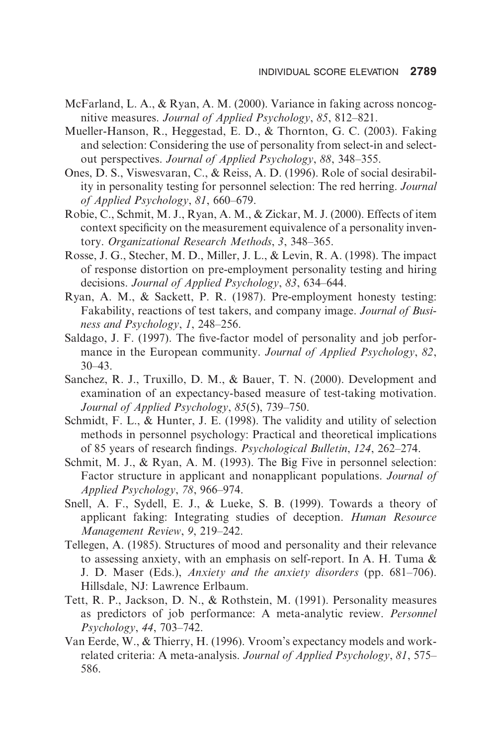McFarland, L. A., & Ryan, A. M. (2000). Variance in faking across noncognitive measures. *Journal of Applied Psychology*, *85*, 812–821.

Mueller-Hanson, R., Heggestad, E. D., & Thornton, G. C. (2003). Faking and selection: Considering the use of personality from select-in and select-out perspectives. *Journal of Applied Psychology*, *88*, 348–355.

Ones, D. S., Viswesvaran, C., & Reiss, A. D. (1996). Role of social desirability in personality testing for personnel selection: The red herring. *Journal of Applied Psychology*, *81*, 660–679.

Robie, C., Schmit, M. J., Ryan, A. M., & Zickar, M. J. (2000). Effects of item context specificity on the measurement equivalence of a personality inventory. *Organizational Research Methods*, *3*, 348–365.

Rosse, J. G., Stecher, M. D., Miller, J. L., & Levin, R. A. (1998). The impact of response distortion on pre-employment personality testing and hiring decisions. *Journal of Applied Psychology*, *83*, 634–644.

Ryan, A. M., & Sackett, P. R. (1987). Pre-employment honesty testing: Fakability, reactions of test takers, and company image. *Journal of Business and Psychology*, *1*, 248–256.

Saldago, J. F. (1997). The five-factor model of personality and job performance in the European community. *Journal of Applied Psychology*, *82*, 30–43.

Sanchez, R. J., Truxillo, D. M., & Bauer, T. N. (2000). Development and examination of an expectancy-based measure of test-taking motivation. *Journal of Applied Psychology*, *85*(5), 739–750.

Schmidt, F. L., & Hunter, J. E. (1998). The validity and utility of selection methods in personnel psychology: Practical and theoretical implications of 85 years of research findings. *Psychological Bulletin*, *124*, 262–274.

Schmit, M. J., & Ryan, A. M. (1993). The Big Five in personnel selection: Factor structure in applicant and nonapplicant populations. *Journal of Applied Psychology*, *78*, 966–974.

Snell, A. F., Sydell, E. J., & Lueke, S. B. (1999). Towards a theory of applicant faking: Integrating studies of deception. *Human Resource Management Review*, *9*, 219–242.

Tellegen, A. (1985). Structures of mood and personality and their relevance to assessing anxiety, with an emphasis on self-report. In A. H. Tuma & J. D. Maser (Eds.), *Anxiety and the anxiety disorders* (pp. 681–706). Hillsdale, NJ: Lawrence Erlbaum.

Tett, R. P., Jackson, D. N., & Rothstein, M. (1991). Personality measures as predictors of job performance: A meta-analytic review. *Personnel Psychology*, *44*, 703–742.

Van Eerde, W., & Thierry, H. (1996). Vroom's expectancy models and work-related criteria: A meta-analysis. *Journal of Applied Psychology*, *81*, 575–586.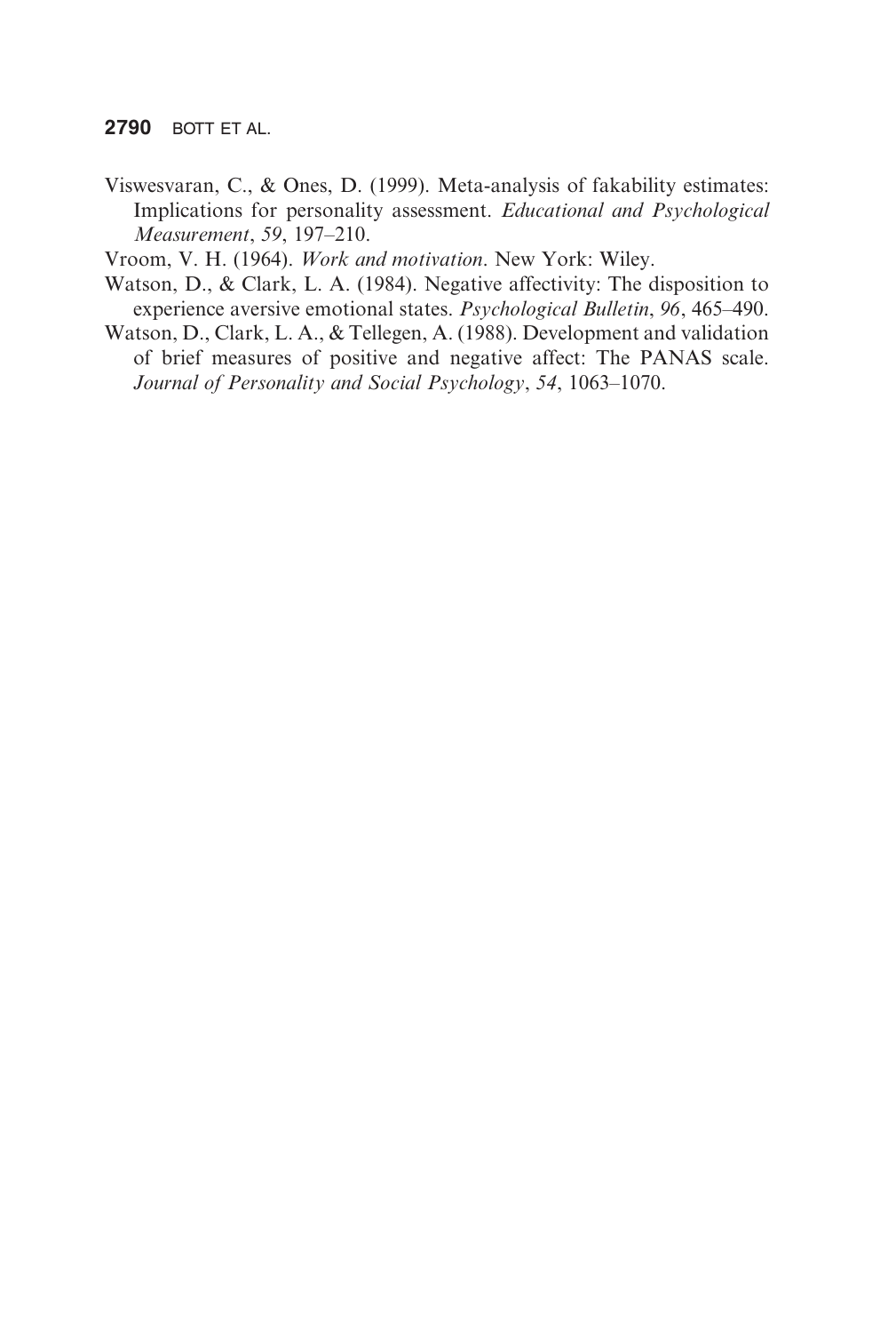Viswesvaran, C., & Ones, D. (1999). Meta-analysis of fakability estimates: Implications for personality assessment. *Educational and Psychological Measurement*, *59*, 197–210.

Vroom, V. H. (1964). *Work and motivation*. New York: Wiley.

Watson, D., & Clark, L. A. (1984). Negative affectivity: The disposition to experience aversive emotional states. *Psychological Bulletin*, *96*, 465–490.

Watson, D., Clark, L. A., & Tellegen, A. (1988). Development and validation of brief measures of positive and negative affect: The PANAS scale. *Journal of Personality and Social Psychology*, *54*, 1063–1070.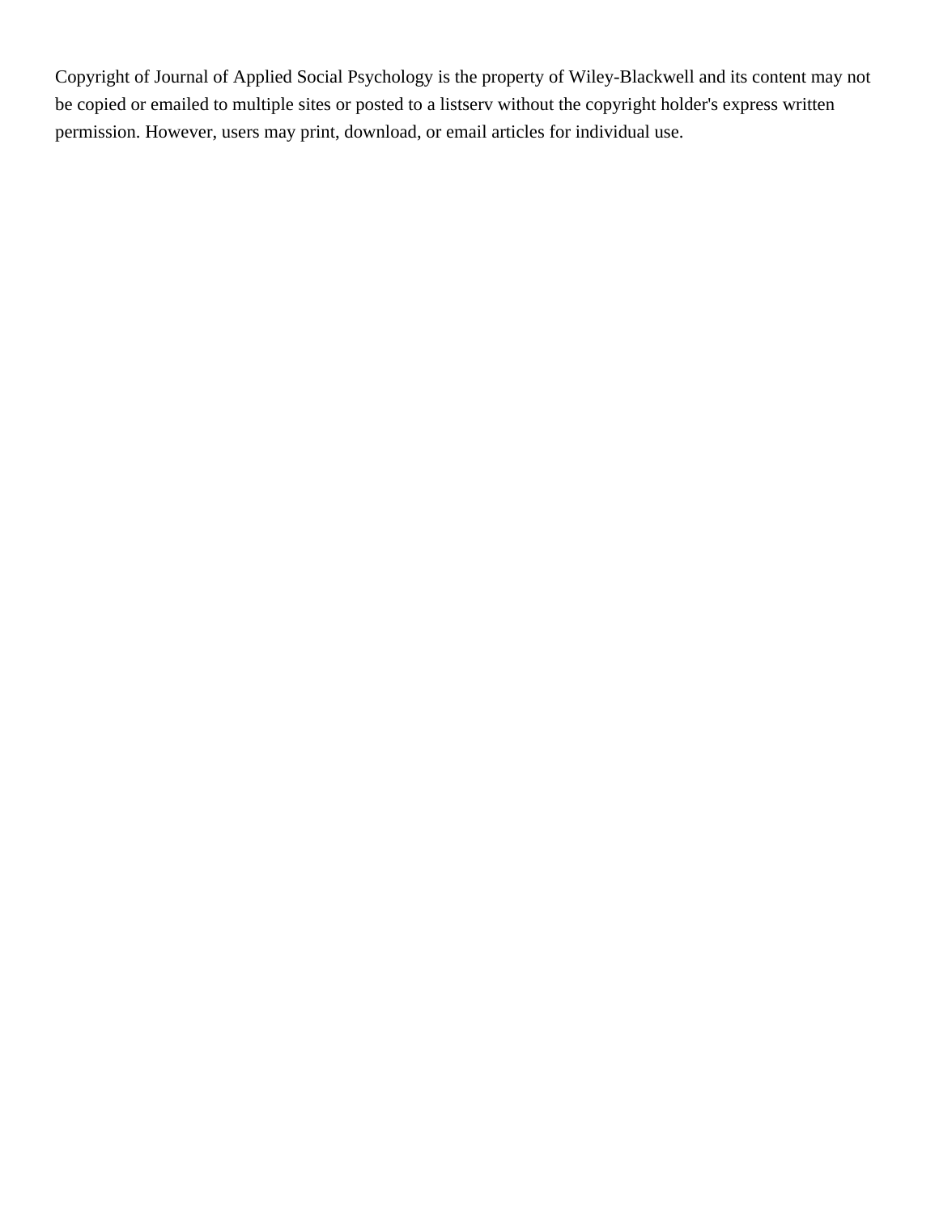Copyright of Journal of Applied Social Psychology is the property of Wiley-Blackwell and its content may not be copied or emailed to multiple sites or posted to a listserv without the copyright holder's express written permission. However, users may print, download, or email articles for individual use.